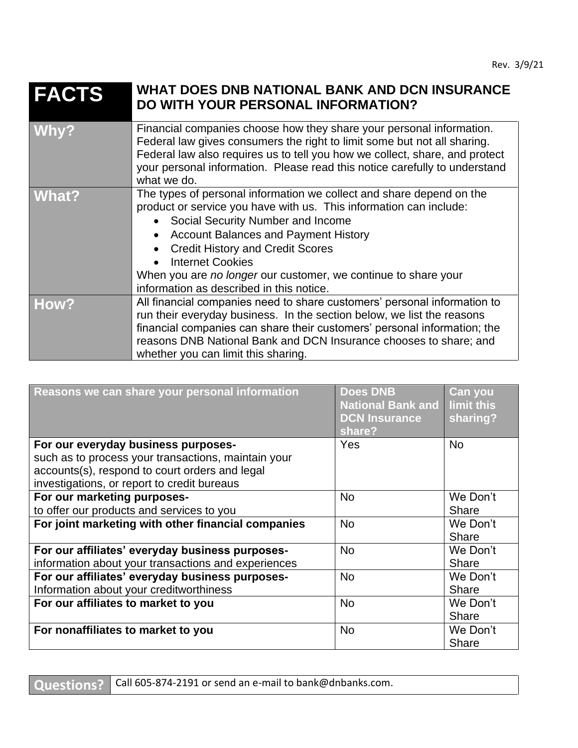Rev. 3/9/21

| FACTS | WHAT DOES DNB NATIONAL BANK AND DCN INSURANCE DO WITH YOUR PERSONAL INFORMATION? |
|---|---|
| **Why?** | Financial companies choose how they share your personal information. Federal law gives consumers the right to limit some but not all sharing. Federal law also requires us to tell you how we collect, share, and protect your personal information. Please read this notice carefully to understand what we do. |
| **What?** | The types of personal information we collect and share depend on the product or service you have with us. This information can include:<br>• Social Security Number and Income<br>• Account Balances and Payment History<br>• Credit History and Credit Scores<br>• Internet Cookies<br>When you are *no longer* our customer, we continue to share your information as described in this notice. |
| **How?** | All financial companies need to share customers' personal information to run their everyday business. In the section below, we list the reasons financial companies can share their customers' personal information; the reasons DNB National Bank and DCN Insurance chooses to share; and whether you can limit this sharing. |

| Reasons we can share your personal information | Does DNB National Bank and DCN Insurance share? | Can you limit this sharing? |
|---|---|---|
| **For our everyday business purposes-** such as to process your transactions, maintain your accounts(s), respond to court orders and legal investigations, or report to credit bureaus | Yes | No |
| **For our marketing purposes-** to offer our products and services to you | No | We Don't Share |
| **For joint marketing with other financial companies** | No | We Don't Share |
| **For our affiliates' everyday business purposes-** information about your transactions and experiences | No | We Don't Share |
| **For our affiliates' everyday business purposes-** Information about your creditworthiness | No | We Don't Share |
| **For our affiliates to market to you** | No | We Don't Share |
| **For nonaffiliates to market to you** | No | We Don't Share |

| Questions? | Call 605-874-2191 or send an e-mail to bank@dnbanks.com. |
|---|---|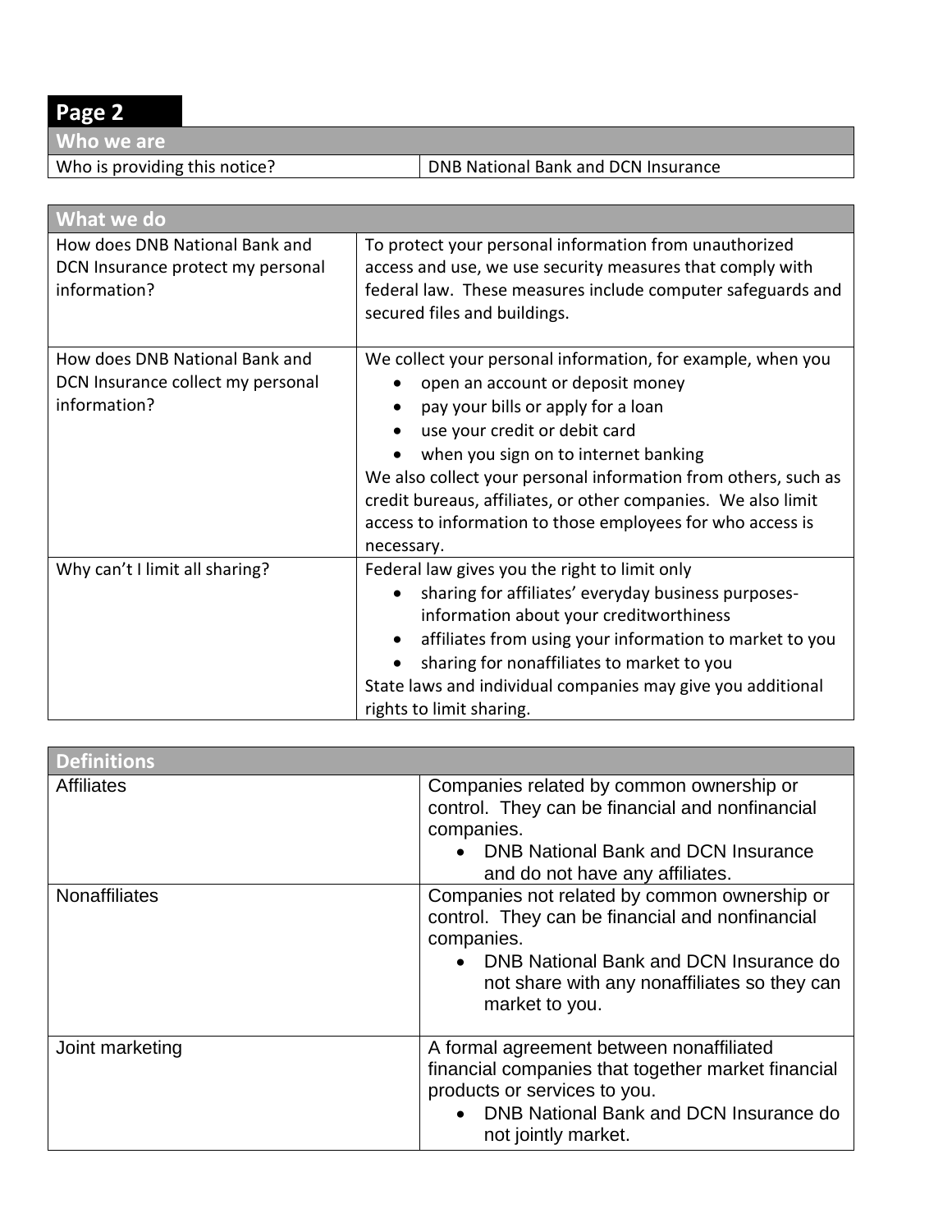## Page 2

| Who we are | |
|---|---|
| Who is providing this notice? | DNB National Bank and DCN Insurance |

| What we do | |
|---|---|
| How does DNB National Bank and DCN Insurance protect my personal information? | To protect your personal information from unauthorized access and use, we use security measures that comply with federal law. These measures include computer safeguards and secured files and buildings. |
| How does DNB National Bank and DCN Insurance collect my personal information? | We collect your personal information, for example, when you<br>• open an account or deposit money<br>• pay your bills or apply for a loan<br>• use your credit or debit card<br>• when you sign on to internet banking<br>We also collect your personal information from others, such as credit bureaus, affiliates, or other companies. We also limit access to information to those employees for who access is necessary. |
| Why can't I limit all sharing? | Federal law gives you the right to limit only<br>• sharing for affiliates' everyday business purposes- information about your creditworthiness<br>• affiliates from using your information to market to you<br>• sharing for nonaffiliates to market to you<br>State laws and individual companies may give you additional rights to limit sharing. |

| Definitions | |
|---|---|
| Affiliates | Companies related by common ownership or control. They can be financial and nonfinancial companies.<br>• DNB National Bank and DCN Insurance and do not have any affiliates. |
| Nonaffiliates | Companies not related by common ownership or control. They can be financial and nonfinancial companies.<br>• DNB National Bank and DCN Insurance do not share with any nonaffiliates so they can market to you. |
| Joint marketing | A formal agreement between nonaffiliated financial companies that together market financial products or services to you.<br>• DNB National Bank and DCN Insurance do not jointly market. |